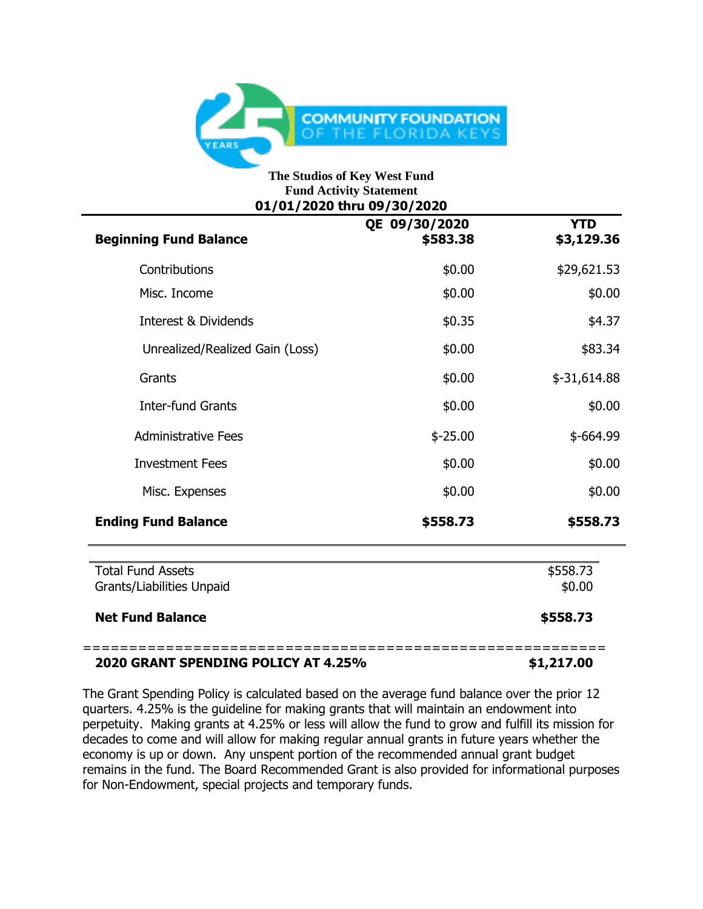COMMUNITY FOUNDATION OF THE FLORIDA KEYS

**The Studios of Key West Fund**
**Fund Activity Statement**
**01/01/2020 thru 09/30/2020**

| | QE 09/30/2020 | YTD |
|---|---|---|
| **Beginning Fund Balance** | **$583.38** | **$3,129.36** |
| Contributions | $0.00 | $29,621.53 |
| Misc. Income | $0.00 | $0.00 |
| Interest & Dividends | $0.35 | $4.37 |
| Unrealized/Realized Gain (Loss) | $0.00 | $83.34 |
| Grants | $0.00 | $-31,614.88 |
| Inter-fund Grants | $0.00 | $0.00 |
| Administrative Fees | $-25.00 | $-664.99 |
| Investment Fees | $0.00 | $0.00 |
| Misc. Expenses | $0.00 | $0.00 |
| **Ending Fund Balance** | **$558.73** | **$558.73** |

| | |
|---|---|
| Total Fund Assets | $558.73 |
| Grants/Liabilities Unpaid | $0.00 |
| **Net Fund Balance** | **$558.73** |

=========================================================

**2020 GRANT SPENDING POLICY AT 4.25%** **$1,217.00**

The Grant Spending Policy is calculated based on the average fund balance over the prior 12 quarters. 4.25% is the guideline for making grants that will maintain an endowment into perpetuity. Making grants at 4.25% or less will allow the fund to grow and fulfill its mission for decades to come and will allow for making regular annual grants in future years whether the economy is up or down. Any unspent portion of the recommended annual grant budget remains in the fund. The Board Recommended Grant is also provided for informational purposes for Non-Endowment, special projects and temporary funds.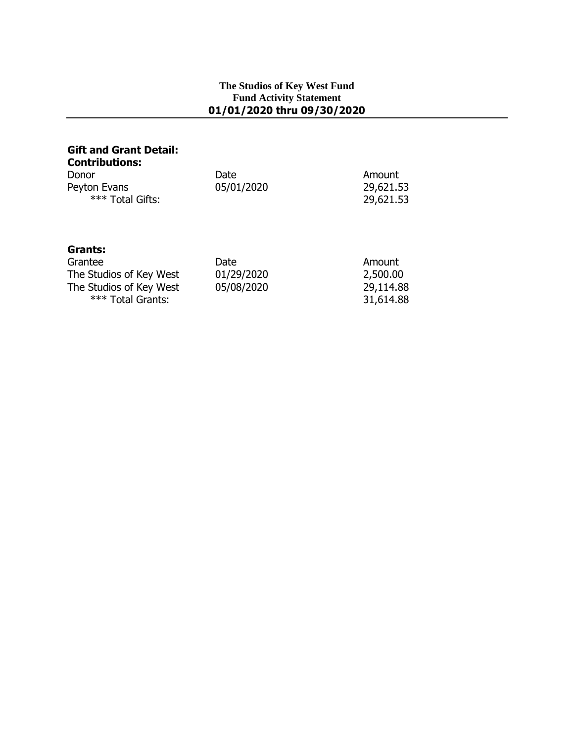**The Studios of Key West Fund**
**Fund Activity Statement**
**01/01/2020 thru 09/30/2020**

## Gift and Grant Detail:

### Contributions:

| Donor | Date | Amount |
|---|---|---|
| Peyton Evans | 05/01/2020 | 29,621.53 |
| *** Total Gifts: | | 29,621.53 |

### Grants:

| Grantee | Date | Amount |
|---|---|---|
| The Studios of Key West | 01/29/2020 | 2,500.00 |
| The Studios of Key West | 05/08/2020 | 29,114.88 |
| *** Total Grants: | | 31,614.88 |